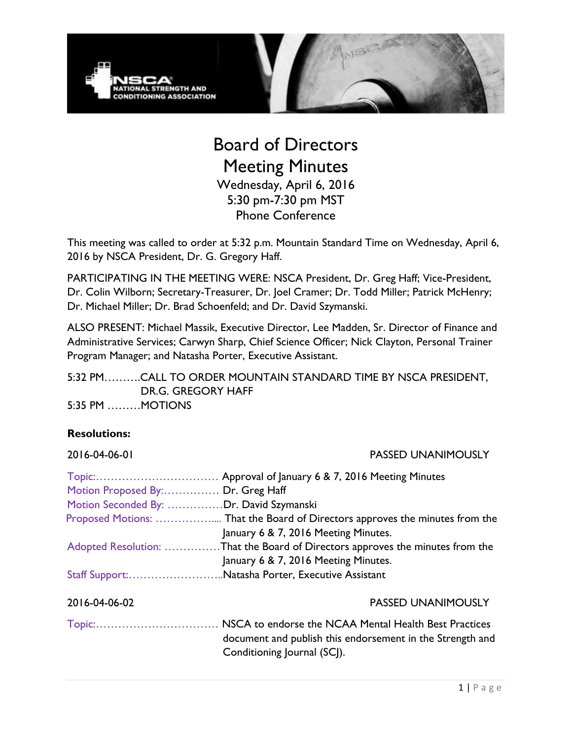# Board of Directors Meeting Minutes

Wednesday, April 6, 2016
5:30 pm-7:30 pm MST
Phone Conference

This meeting was called to order at 5:32 p.m. Mountain Standard Time on Wednesday, April 6, 2016 by NSCA President, Dr. G. Gregory Haff.

PARTICIPATING IN THE MEETING WERE: NSCA President, Dr. Greg Haff; Vice-President, Dr. Colin Wilborn; Secretary-Treasurer, Dr. Joel Cramer; Dr. Todd Miller; Patrick McHenry; Dr. Michael Miller; Dr. Brad Schoenfeld; and Dr. David Szymanski.

ALSO PRESENT: Michael Massik, Executive Director, Lee Madden, Sr. Director of Finance and Administrative Services; Carwyn Sharp, Chief Science Officer; Nick Clayton, Personal Trainer Program Manager; and Natasha Porter, Executive Assistant.

5:32 PM……….CALL TO ORDER MOUNTAIN STANDARD TIME BY NSCA PRESIDENT, DR.G. GREGORY HAFF

5:35 PM ………MOTIONS

**Resolutions:**

2016-04-06-01 PASSED UNANIMOUSLY

Topic:……………………………. Approval of January 6 & 7, 2016 Meeting Minutes
Motion Proposed By:…………… Dr. Greg Haff
Motion Seconded By: ……………Dr. David Szymanski
Proposed Motions: …………….... That the Board of Directors approves the minutes from the January 6 & 7, 2016 Meeting Minutes.
Adopted Resolution: ……………That the Board of Directors approves the minutes from the January 6 & 7, 2016 Meeting Minutes.
Staff Support:……………………..Natasha Porter, Executive Assistant

2016-04-06-02 PASSED UNANIMOUSLY

Topic:……………………………. NSCA to endorse the NCAA Mental Health Best Practices document and publish this endorsement in the Strength and Conditioning Journal (SCJ).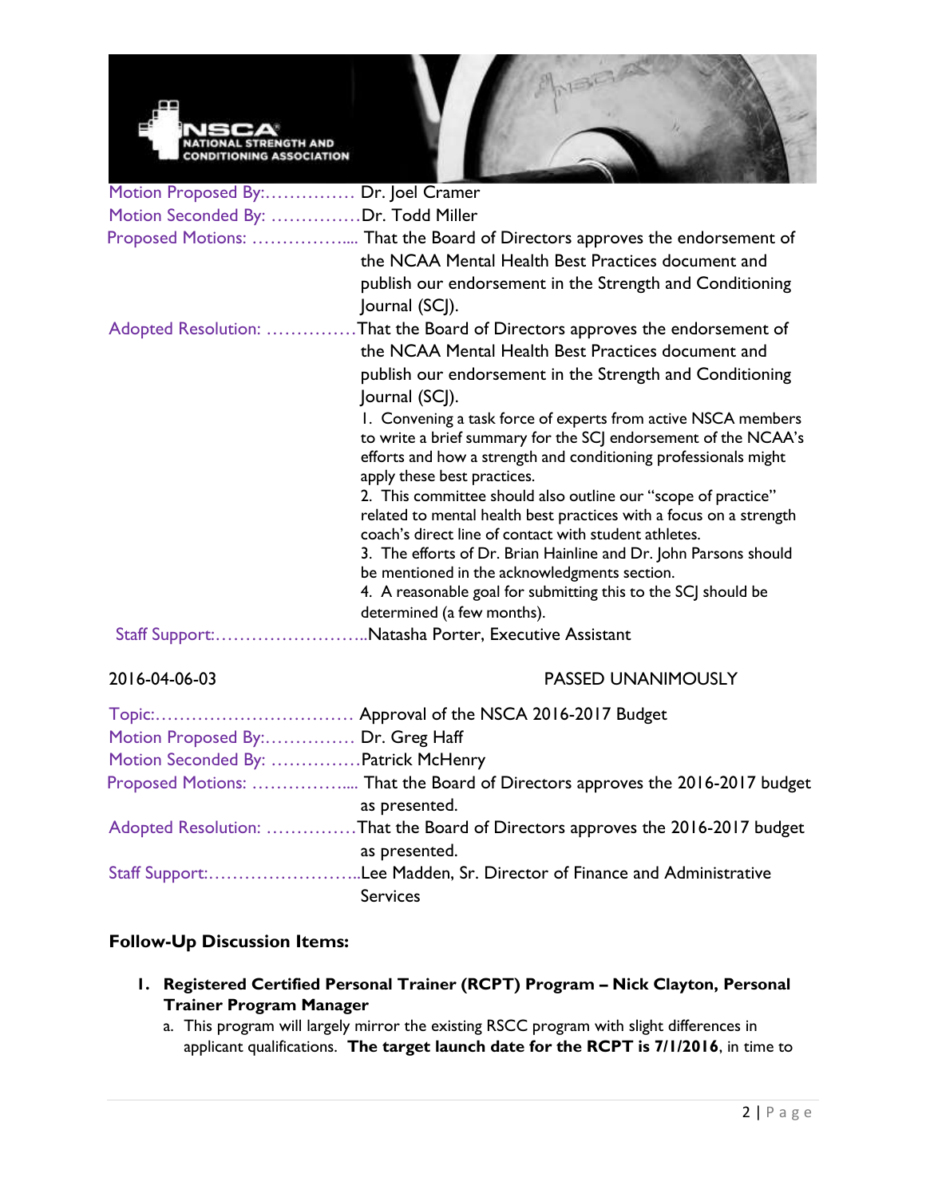Motion Proposed By:…………… Dr. Joel Cramer
Motion Seconded By: ……………Dr. Todd Miller
Proposed Motions: ……………... That the Board of Directors approves the endorsement of the NCAA Mental Health Best Practices document and publish our endorsement in the Strength and Conditioning Journal (SCJ).
Adopted Resolution: ……………That the Board of Directors approves the endorsement of the NCAA Mental Health Best Practices document and publish our endorsement in the Strength and Conditioning Journal (SCJ).

1. Convening a task force of experts from active NSCA members to write a brief summary for the SCJ endorsement of the NCAA's efforts and how a strength and conditioning professionals might apply these best practices.
2. This committee should also outline our "scope of practice" related to mental health best practices with a focus on a strength coach's direct line of contact with student athletes.
3. The efforts of Dr. Brian Hainline and Dr. John Parsons should be mentioned in the acknowledgments section.
4. A reasonable goal for submitting this to the SCJ should be determined (a few months).

Staff Support:……………………..Natasha Porter, Executive Assistant

2016-04-06-03 PASSED UNANIMOUSLY

Topic:…………………………… Approval of the NSCA 2016-2017 Budget
Motion Proposed By:…………… Dr. Greg Haff
Motion Seconded By: ……………Patrick McHenry
Proposed Motions: ……………... That the Board of Directors approves the 2016-2017 budget as presented.
Adopted Resolution: ……………That the Board of Directors approves the 2016-2017 budget as presented.
Staff Support:……………………..Lee Madden, Sr. Director of Finance and Administrative Services

**Follow-Up Discussion Items:**

1. **Registered Certified Personal Trainer (RCPT) Program – Nick Clayton, Personal Trainer Program Manager**
   a. This program will largely mirror the existing RSCC program with slight differences in applicant qualifications. **The target launch date for the RCPT is 7/1/2016**, in time to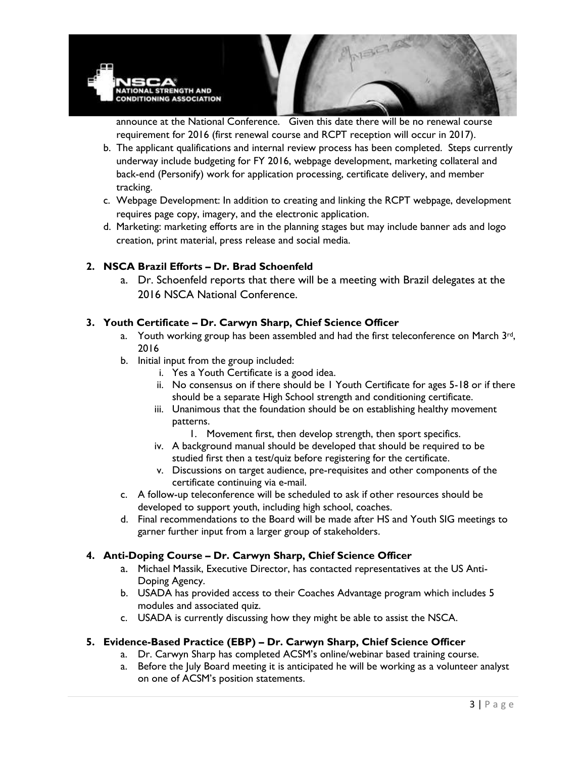announce at the National Conference. Given this date there will be no renewal course requirement for 2016 (first renewal course and RCPT reception will occur in 2017).

b. The applicant qualifications and internal review process has been completed. Steps currently underway include budgeting for FY 2016, webpage development, marketing collateral and back-end (Personify) work for application processing, certificate delivery, and member tracking.

c. Webpage Development: In addition to creating and linking the RCPT webpage, development requires page copy, imagery, and the electronic application.

d. Marketing: marketing efforts are in the planning stages but may include banner ads and logo creation, print material, press release and social media.

**2. NSCA Brazil Efforts – Dr. Brad Schoenfeld**

a. Dr. Schoenfeld reports that there will be a meeting with Brazil delegates at the 2016 NSCA National Conference.

**3. Youth Certificate – Dr. Carwyn Sharp, Chief Science Officer**

a. Youth working group has been assembled and had the first teleconference on March 3rd, 2016

b. Initial input from the group included:

   i. Yes a Youth Certificate is a good idea.

   ii. No consensus on if there should be 1 Youth Certificate for ages 5-18 or if there should be a separate High School strength and conditioning certificate.

   iii. Unanimous that the foundation should be on establishing healthy movement patterns.

      1. Movement first, then develop strength, then sport specifics.

   iv. A background manual should be developed that should be required to be studied first then a test/quiz before registering for the certificate.

   v. Discussions on target audience, pre-requisites and other components of the certificate continuing via e-mail.

c. A follow-up teleconference will be scheduled to ask if other resources should be developed to support youth, including high school, coaches.

d. Final recommendations to the Board will be made after HS and Youth SIG meetings to garner further input from a larger group of stakeholders.

**4. Anti-Doping Course – Dr. Carwyn Sharp, Chief Science Officer**

a. Michael Massik, Executive Director, has contacted representatives at the US Anti-Doping Agency.

b. USADA has provided access to their Coaches Advantage program which includes 5 modules and associated quiz.

c. USADA is currently discussing how they might be able to assist the NSCA.

**5. Evidence-Based Practice (EBP) – Dr. Carwyn Sharp, Chief Science Officer**

a. Dr. Carwyn Sharp has completed ACSM's online/webinar based training course.

a. Before the July Board meeting it is anticipated he will be working as a volunteer analyst on one of ACSM's position statements.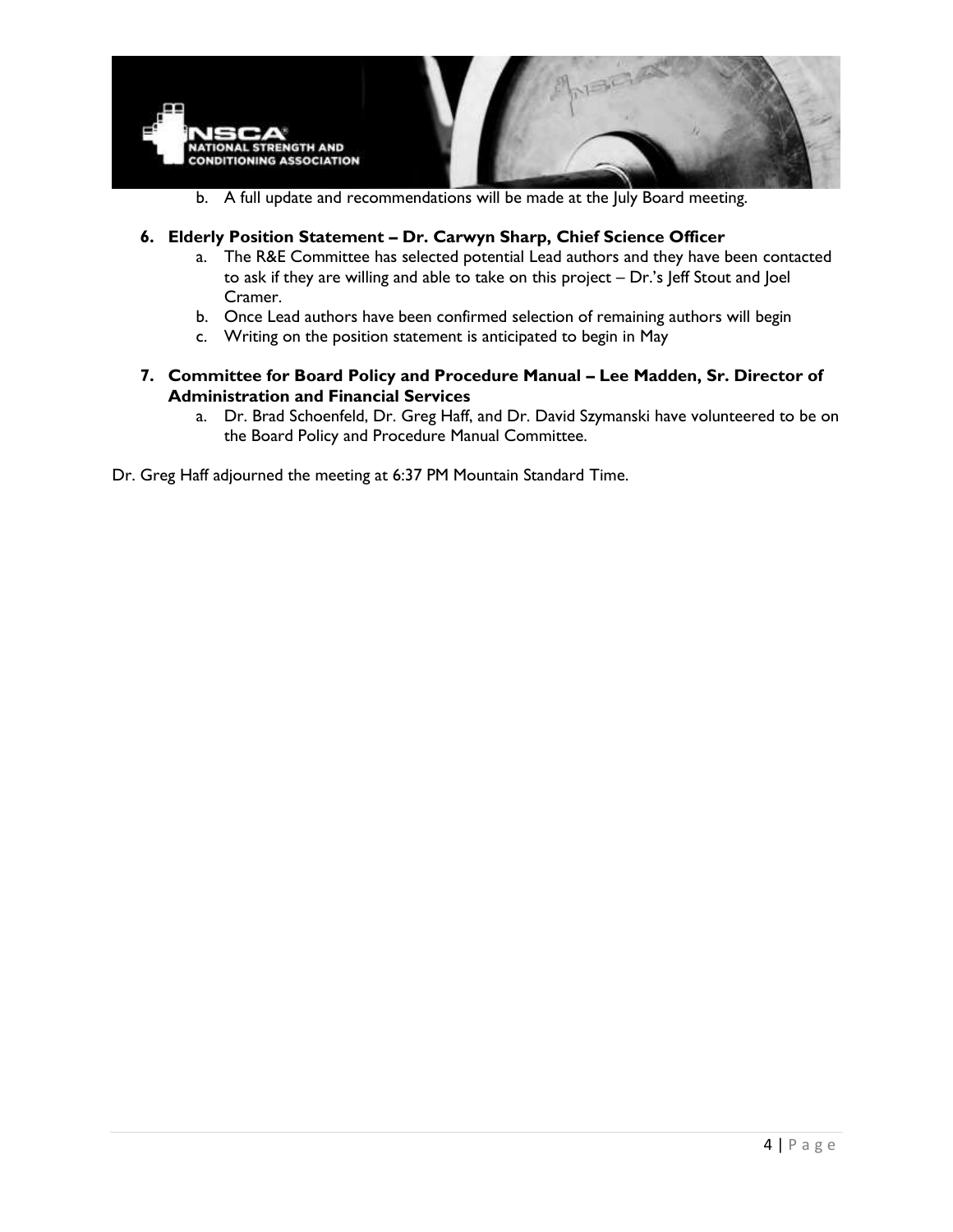b. A full update and recommendations will be made at the July Board meeting.

6. **Elderly Position Statement – Dr. Carwyn Sharp, Chief Science Officer**
   a. The R&E Committee has selected potential Lead authors and they have been contacted to ask if they are willing and able to take on this project – Dr.'s Jeff Stout and Joel Cramer.
   b. Once Lead authors have been confirmed selection of remaining authors will begin
   c. Writing on the position statement is anticipated to begin in May

7. **Committee for Board Policy and Procedure Manual – Lee Madden, Sr. Director of Administration and Financial Services**
   a. Dr. Brad Schoenfeld, Dr. Greg Haff, and Dr. David Szymanski have volunteered to be on the Board Policy and Procedure Manual Committee.

Dr. Greg Haff adjourned the meeting at 6:37 PM Mountain Standard Time.